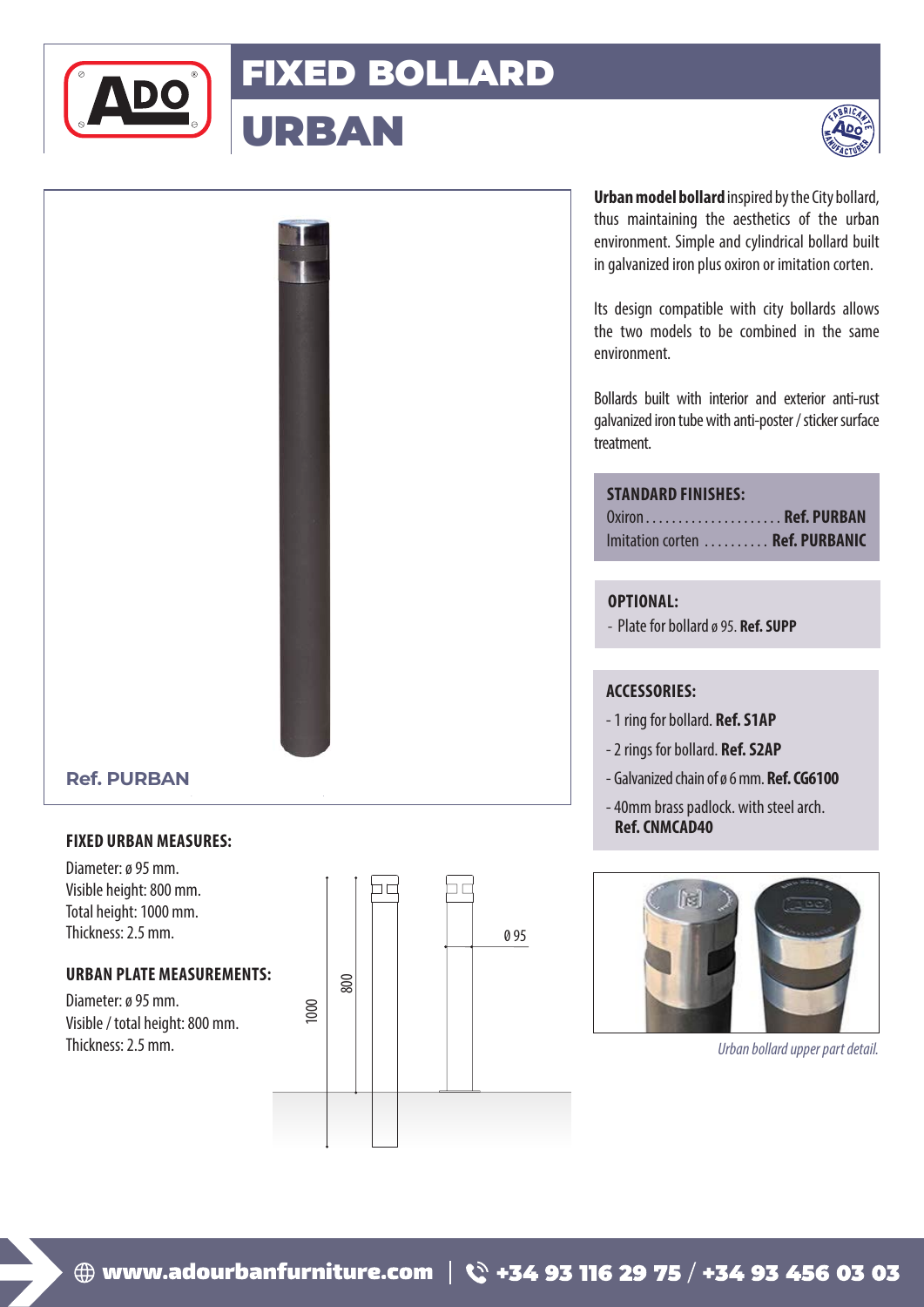# FIXED BOLLARD
# URBAN

Ref. PURBAN

**Urban model bollard** inspired by the City bollard, thus maintaining the aesthetics of the urban environment. Simple and cylindrical bollard built in galvanized iron plus oxiron or imitation corten.

Its design compatible with city bollards allows the two models to be combined in the same environment.

Bollards built with interior and exterior anti-rust galvanized iron tube with anti-poster / sticker surface treatment.

**STANDARD FINISHES:**

Oxiron .................... **Ref. PURBAN**
Imitation corten .......... **Ref. PURBANIC**

**OPTIONAL:**

- Plate for bollard ø 95. **Ref. SUPP**

**ACCESSORIES:**

- 1 ring for bollard. **Ref. S1AP**
- 2 rings for bollard. **Ref. S2AP**
- Galvanized chain of ø 6 mm. **Ref. CG6100**
- 40mm brass padlock. with steel arch. **Ref. CNMCAD40**

*Urban bollard upper part detail.*

**FIXED URBAN MEASURES:**

Diameter: ø 95 mm.
Visible height: 800 mm.
Total height: 1000 mm.
Thickness: 2.5 mm.

**URBAN PLATE MEASUREMENTS:**

Diameter: ø 95 mm.
Visible / total height: 800 mm.
Thickness: 2.5 mm.

1000 800 Ø 95

www.adourbanfurniture.com | +34 93 116 29 75 / +34 93 456 03 03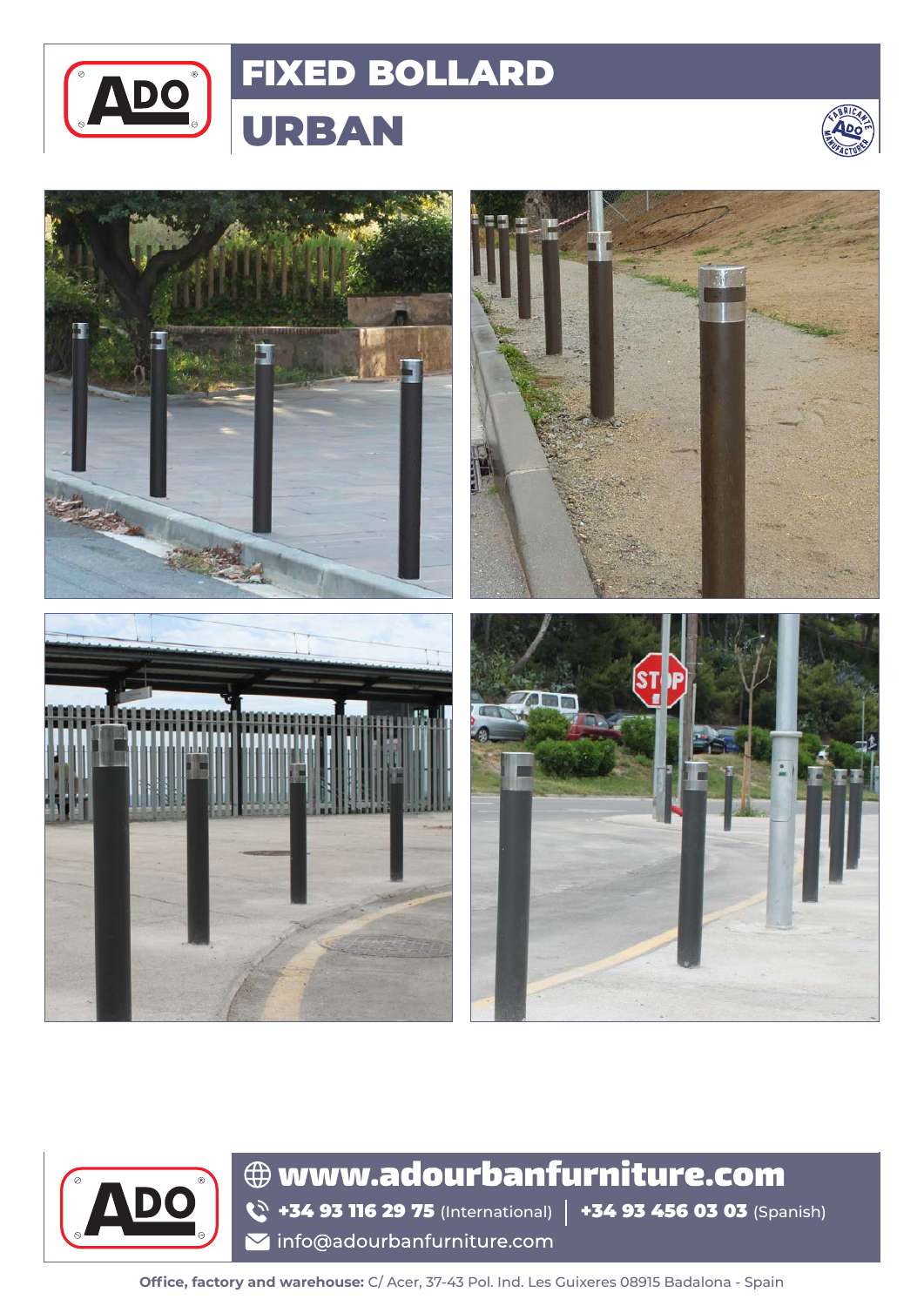# FIXED BOLLARD

## URBAN

www.adourbanfurniture.com

+34 93 116 29 75 (International) | +34 93 456 03 03 (Spanish)

info@adourbanfurniture.com

**Office, factory and warehouse:** C/ Acer, 37-43 Pol. Ind. Les Guixeres 08915 Badalona - Spain